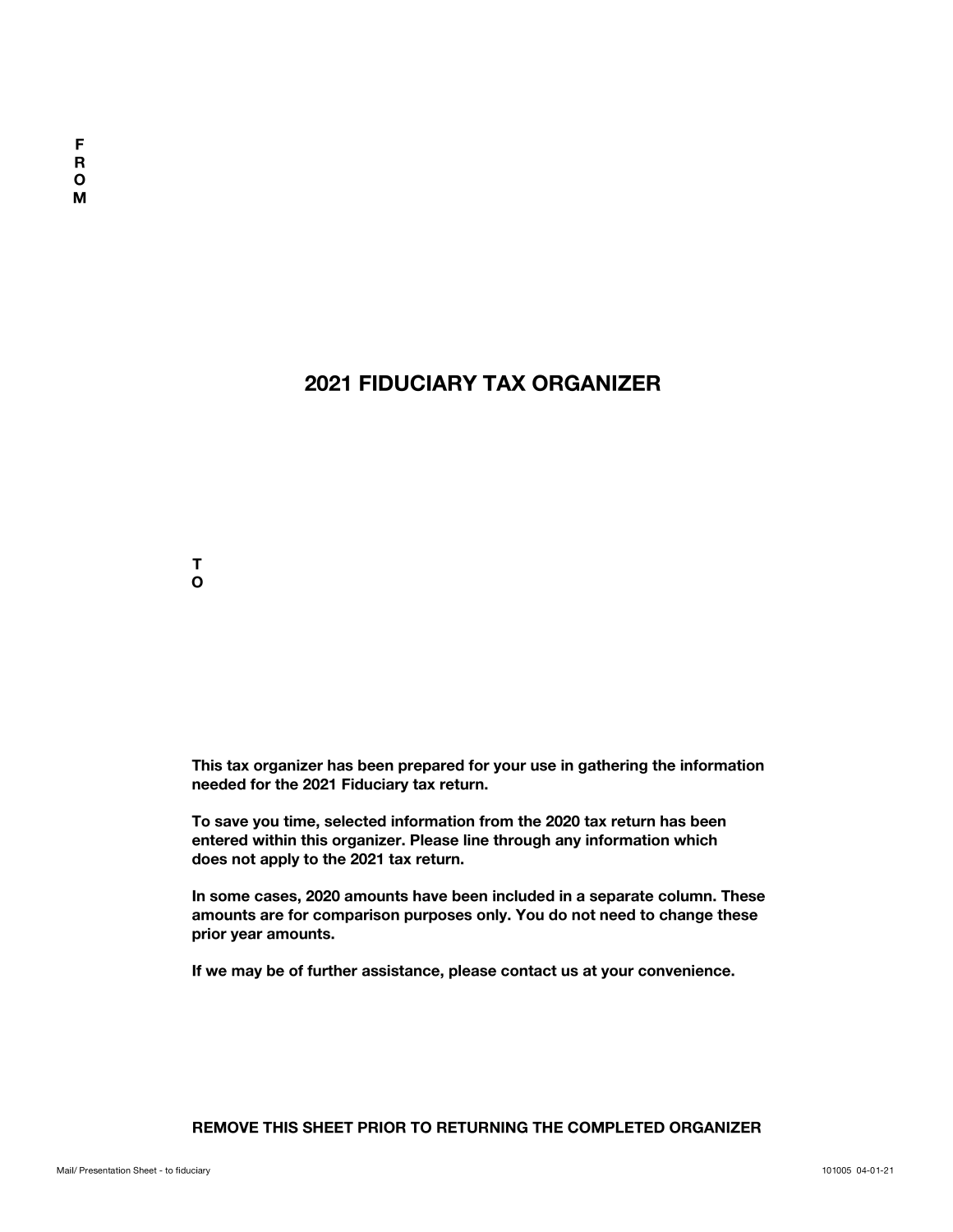F
R
O
M

# 2021 FIDUCIARY TAX ORGANIZER

T
O

**This tax organizer has been prepared for your use in gathering the information needed for the 2021 Fiduciary tax return.**

**To save you time, selected information from the 2020 tax return has been entered within this organizer. Please line through any information which does not apply to the 2021 tax return.**

**In some cases, 2020 amounts have been included in a separate column. These amounts are for comparison purposes only. You do not need to change these prior year amounts.**

**If we may be of further assistance, please contact us at your convenience.**

**REMOVE THIS SHEET PRIOR TO RETURNING THE COMPLETED ORGANIZER**

Mail/ Presentation Sheet - to fiduciary

101005 04-01-21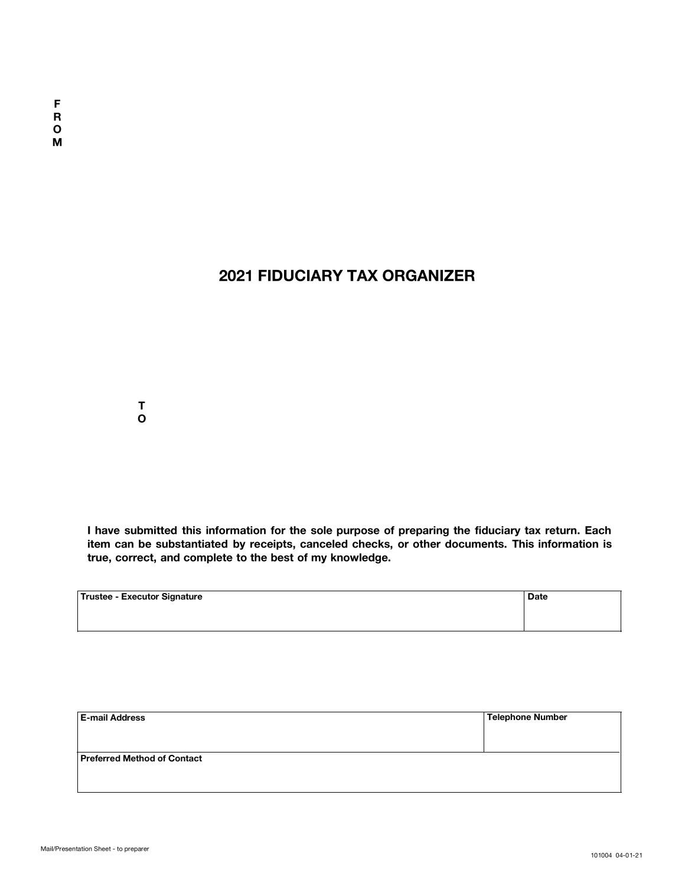FROM

# 2021 FIDUCIARY TAX ORGANIZER

TO

**I have submitted this information for the sole purpose of preparing the fiduciary tax return. Each item can be substantiated by receipts, canceled checks, or other documents. This information is true, correct, and complete to the best of my knowledge.**

| Trustee - Executor Signature | Date |
|---|---|
| | |

| E-mail Address | Telephone Number |
|---|---|
| | |
| **Preferred Method of Contact** | |
| | |

Mail/Presentation Sheet - to preparer

101004 04-01-21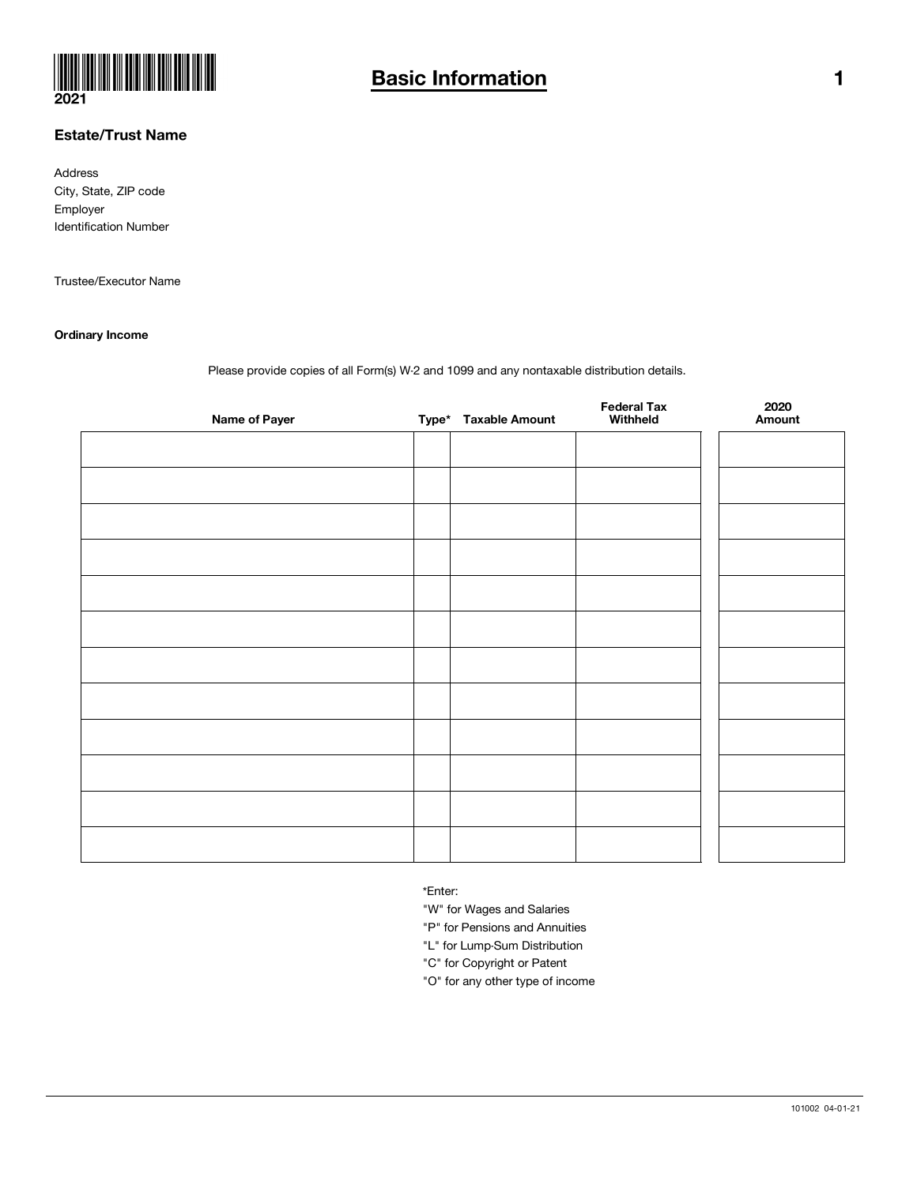2021

# Basic Information

## Estate/Trust Name

Address
City, State, ZIP code
Employer
Identification Number

Trustee/Executor Name

**Ordinary Income**

Please provide copies of all Form(s) W-2 and 1099 and any nontaxable distribution details.

| Name of Payer | Type* | Taxable Amount | Federal Tax Withheld | 2020 Amount |
|---|---|---|---|---|
| | | | | |
| | | | | |
| | | | | |
| | | | | |
| | | | | |
| | | | | |
| | | | | |
| | | | | |
| | | | | |
| | | | | |
| | | | | |
| | | | | |

*Enter:
"W" for Wages and Salaries
"P" for Pensions and Annuities
"L" for Lump-Sum Distribution
"C" for Copyright or Patent
"O" for any other type of income

101002 04-01-21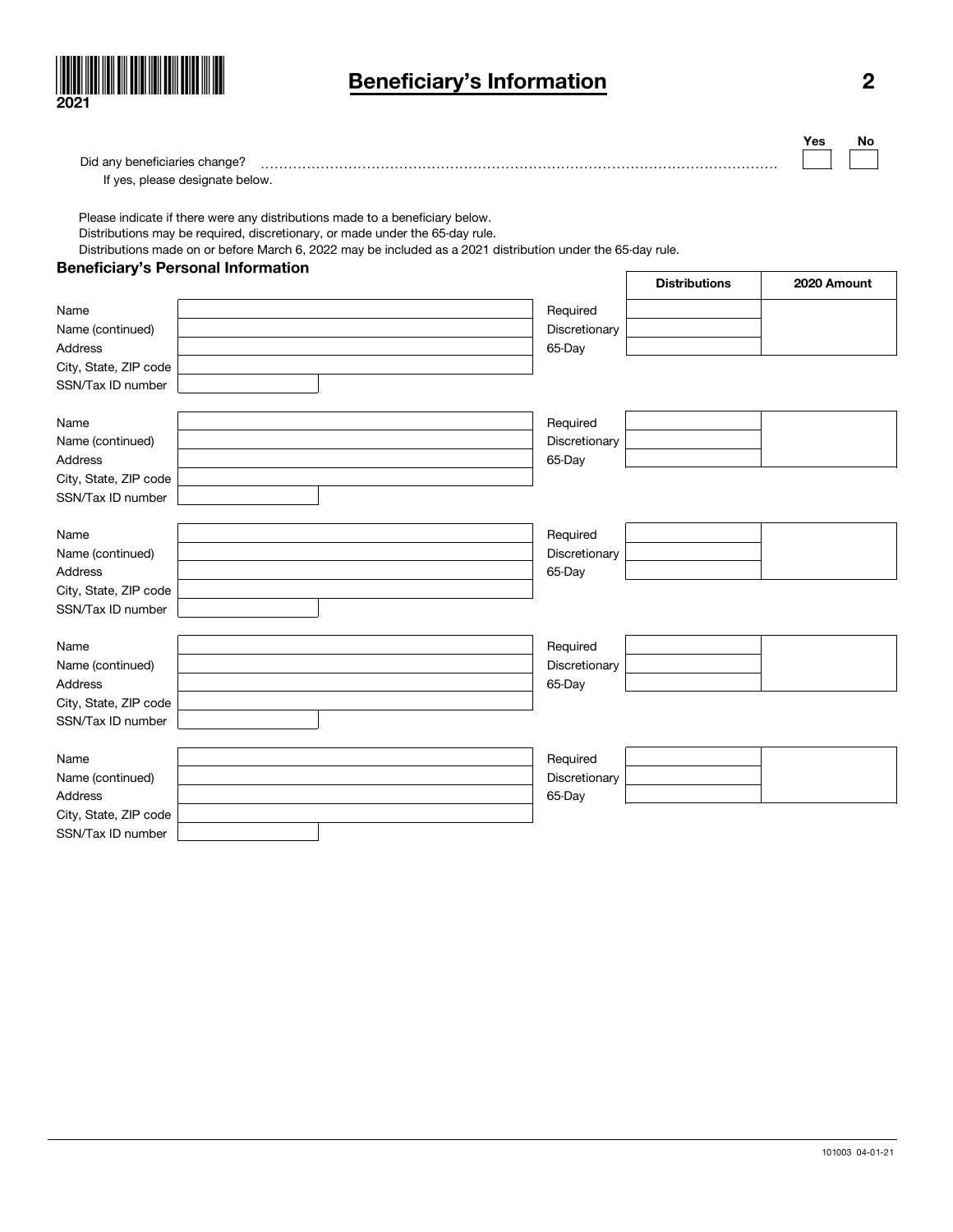2021

# Beneficiary's Information

| | Yes | No |
|---|---|---|
| Did any beneficiaries change? | | |

If yes, please designate below.

Please indicate if there were any distributions made to a beneficiary below.
Distributions may be required, discretionary, or made under the 65-day rule.
Distributions made on or before March 6, 2022 may be included as a 2021 distribution under the 65-day rule.

### Beneficiary's Personal Information

| | | | Distributions | 2020 Amount |
|---|---|---|---|---|
| Name | | Required | | |
| Name (continued) | | Discretionary | | |
| Address | | 65-Day | | |
| City, State, ZIP code | | | | |
| SSN/Tax ID number | | | | |
| Name | | Required | | |
| Name (continued) | | Discretionary | | |
| Address | | 65-Day | | |
| City, State, ZIP code | | | | |
| SSN/Tax ID number | | | | |
| Name | | Required | | |
| Name (continued) | | Discretionary | | |
| Address | | 65-Day | | |
| City, State, ZIP code | | | | |
| SSN/Tax ID number | | | | |
| Name | | Required | | |
| Name (continued) | | Discretionary | | |
| Address | | 65-Day | | |
| City, State, ZIP code | | | | |
| SSN/Tax ID number | | | | |
| Name | | Required | | |
| Name (continued) | | Discretionary | | |
| Address | | 65-Day | | |
| City, State, ZIP code | | | | |
| SSN/Tax ID number | | | | |

101003 04-01-21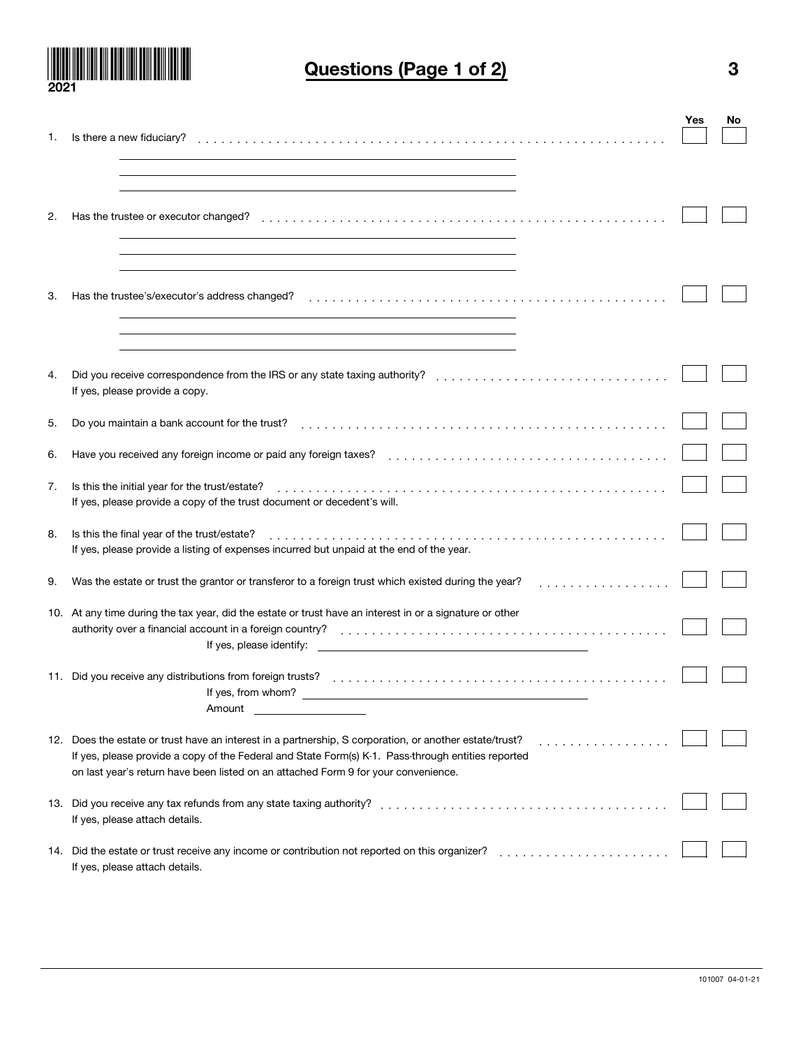2021

# Questions (Page 1 of 2)

| | | Yes | No |
|---|---|---|---|
| 1. | Is there a new fiduciary? | | |
| 2. | Has the trustee or executor changed? | | |
| 3. | Has the trustee's/executor's address changed? | | |
| 4. | Did you receive correspondence from the IRS or any state taxing authority? If yes, please provide a copy. | | |
| 5. | Do you maintain a bank account for the trust? | | |
| 6. | Have you received any foreign income or paid any foreign taxes? | | |
| 7. | Is this the initial year for the trust/estate? If yes, please provide a copy of the trust document or decedent's will. | | |
| 8. | Is this the final year of the trust/estate? If yes, please provide a listing of expenses incurred but unpaid at the end of the year. | | |
| 9. | Was the estate or trust the grantor or transferor to a foreign trust which existed during the year? | | |
| 10. | At any time during the tax year, did the estate or trust have an interest in or a signature or other authority over a financial account in a foreign country? If yes, please identify: ______ | | |
| 11. | Did you receive any distributions from foreign trusts? If yes, from whom? ______ Amount ______ | | |
| 12. | Does the estate or trust have an interest in a partnership, S corporation, or another estate/trust? If yes, please provide a copy of the Federal and State Form(s) K-1. Pass-through entities reported on last year's return have been listed on an attached Form 9 for your convenience. | | |
| 13. | Did you receive any tax refunds from any state taxing authority? If yes, please attach details. | | |
| 14. | Did the estate or trust receive any income or contribution not reported on this organizer? If yes, please attach details. | | |

101007 04-01-21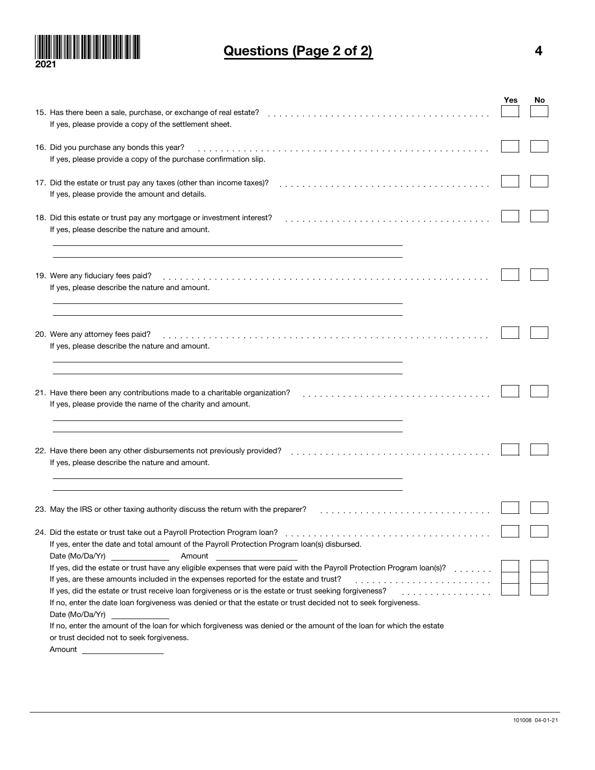2021

# Questions (Page 2 of 2)

| | Yes | No |
|---|---|---|
| 15. Has there been a sale, purchase, or exchange of real estate?<br>If yes, please provide a copy of the settlement sheet. | | |
| 16. Did you purchase any bonds this year?<br>If yes, please provide a copy of the purchase confirmation slip. | | |
| 17. Did the estate or trust pay any taxes (other than income taxes)?<br>If yes, please provide the amount and details. | | |
| 18. Did this estate or trust pay any mortgage or investment interest?<br>If yes, please describe the nature and amount. | | |
| 19. Were any fiduciary fees paid?<br>If yes, please describe the nature and amount. | | |
| 20. Were any attorney fees paid?<br>If yes, please describe the nature and amount. | | |
| 21. Have there been any contributions made to a charitable organization?<br>If yes, please provide the name of the charity and amount. | | |
| 22. Have there been any other disbursements not previously provided?<br>If yes, please describe the nature and amount. | | |
| 23. May the IRS or other taxing authority discuss the return with the preparer? | | |
| 24. Did the estate or trust take out a Payroll Protection Program loan?<br>If yes, enter the date and total amount of the Payroll Protection Program loan(s) disbursed.<br>Date (Mo/Da/Yr) ______ Amount ______ | | |
| If yes, did the estate or trust have any eligible expenses that were paid with the Payroll Protection Program loan(s)? | | |
| If yes, are these amounts included in the expenses reported for the estate and trust? | | |
| If yes, did the estate or trust receive loan forgiveness or is the estate or trust seeking forgiveness? | | |

If no, enter the date loan forgiveness was denied or that the estate or trust decided not to seek forgiveness.
Date (Mo/Da/Yr) ______

If no, enter the amount of the loan for which forgiveness was denied or the amount of the loan for which the estate or trust decided not to seek forgiveness.
Amount ______

101008 04-01-21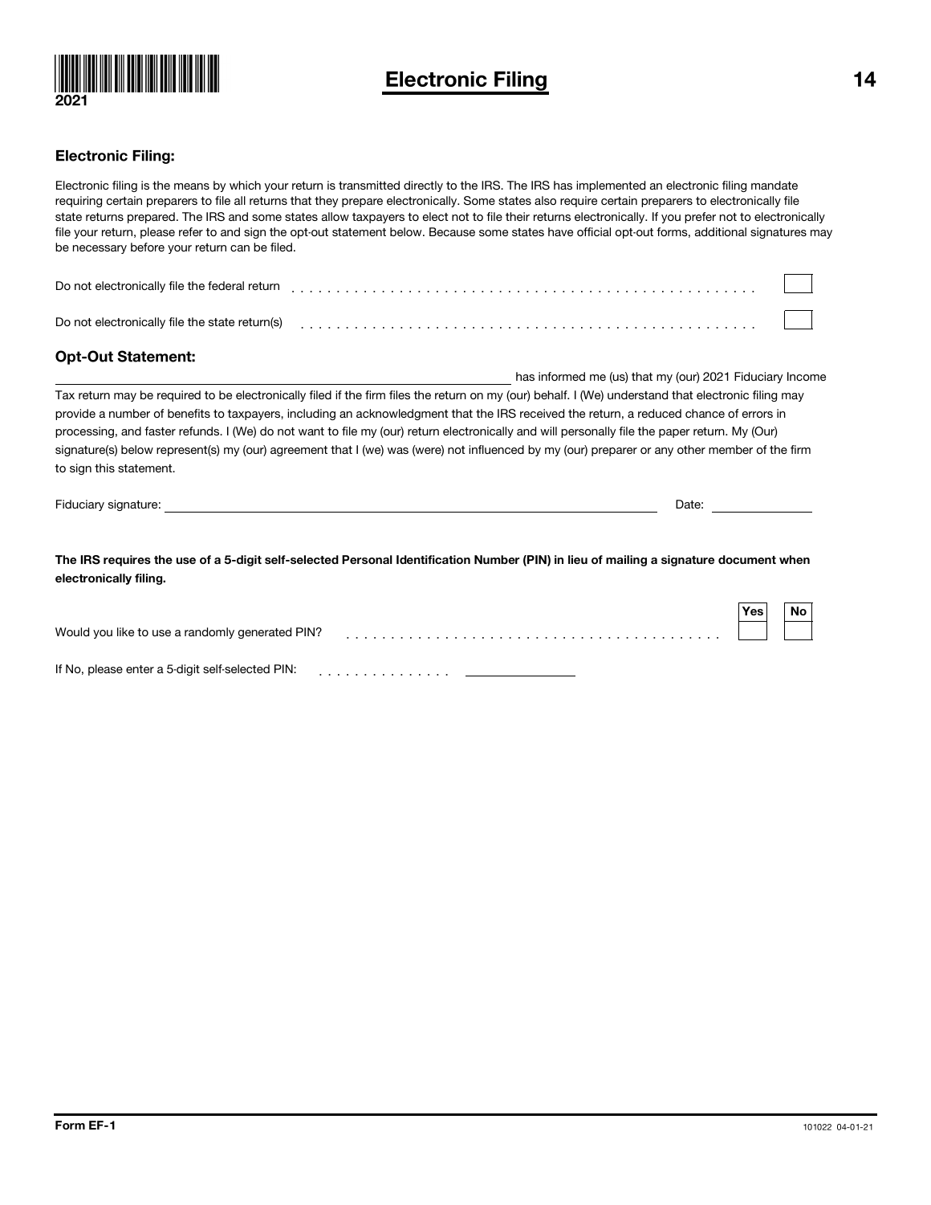2021

# Electronic Filing

## Electronic Filing:

Electronic filing is the means by which your return is transmitted directly to the IRS. The IRS has implemented an electronic filing mandate requiring certain preparers to file all returns that they prepare electronically. Some states also require certain preparers to electronically file state returns prepared. The IRS and some states allow taxpayers to elect not to file their returns electronically. If you prefer not to electronically file your return, please refer to and sign the opt-out statement below. Because some states have official opt-out forms, additional signatures may be necessary before your return can be filed.

Do not electronically file the federal return . . . . . . . . . . . . . . . . . . . . . . . . . . . . . . . . . . . . . . . . . . . . . . . . . . . . ☐

Do not electronically file the state return(s) . . . . . . . . . . . . . . . . . . . . . . . . . . . . . . . . . . . . . . . . . . . . . . . . . . . ☐

## Opt-Out Statement:

\_\_\_\_\_\_\_\_\_\_\_\_\_\_\_\_\_\_\_\_\_\_\_\_\_\_\_\_\_\_\_\_\_\_\_\_\_\_\_\_ has informed me (us) that my (our) 2021 Fiduciary Income Tax return may be required to be electronically filed if the firm files the return on my (our) behalf. I (We) understand that electronic filing may provide a number of benefits to taxpayers, including an acknowledgment that the IRS received the return, a reduced chance of errors in processing, and faster refunds. I (We) do not want to file my (our) return electronically and will personally file the paper return. My (Our) signature(s) below represent(s) my (our) agreement that I (we) was (were) not influenced by my (our) preparer or any other member of the firm to sign this statement.

Fiduciary signature: \_\_\_\_\_\_\_\_\_\_\_\_\_\_\_\_\_\_\_\_\_\_\_\_\_\_\_\_\_\_\_\_\_\_\_\_\_\_\_\_ Date: \_\_\_\_\_\_\_\_\_\_\_\_

**The IRS requires the use of a 5-digit self-selected Personal Identification Number (PIN) in lieu of mailing a signature document when electronically filing.**

| | Yes | No |
|---|---|---|
| Would you like to use a randomly generated PIN? . . . . . . . . . . . . . . . . . . . . . . . . . . . . . . . . . . . . . . . . . | ☐ | ☐ |

If No, please enter a 5-digit self-selected PIN: . . . . . . . . . . . . . . . \_\_\_\_\_\_\_\_\_\_\_\_

Form EF-1

101022 04-01-21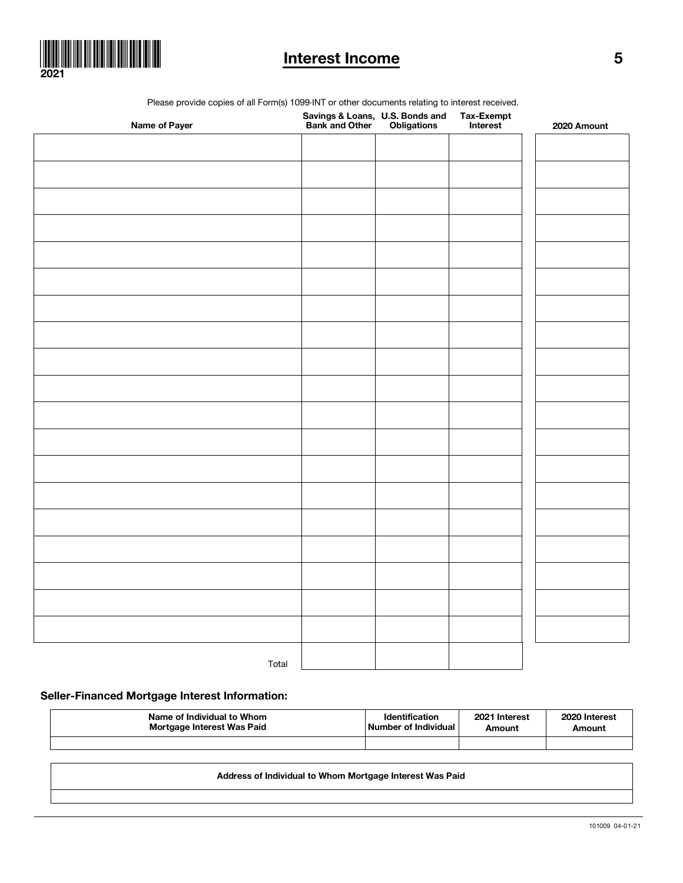2021

# Interest Income

Please provide copies of all Form(s) 1099-INT or other documents relating to interest received.

| Name of Payer | Savings & Loans, Bank and Other | U.S. Bonds and Obligations | Tax-Exempt Interest | 2020 Amount |
|---|---|---|---|---|
| | | | | |
| | | | | |
| | | | | |
| | | | | |
| | | | | |
| | | | | |
| | | | | |
| | | | | |
| | | | | |
| | | | | |
| | | | | |
| | | | | |
| | | | | |
| | | | | |
| | | | | |
| | | | | |
| | | | | |
| | | | | |
| | | | | |
| Total | | | | |

### Seller-Financed Mortgage Interest Information:

| Name of Individual to Whom Mortgage Interest Was Paid | Identification Number of Individual | 2021 Interest Amount | 2020 Interest Amount |
|---|---|---|---|
| | | | |

| Address of Individual to Whom Mortgage Interest Was Paid |
|---|
| |

101009 04-01-21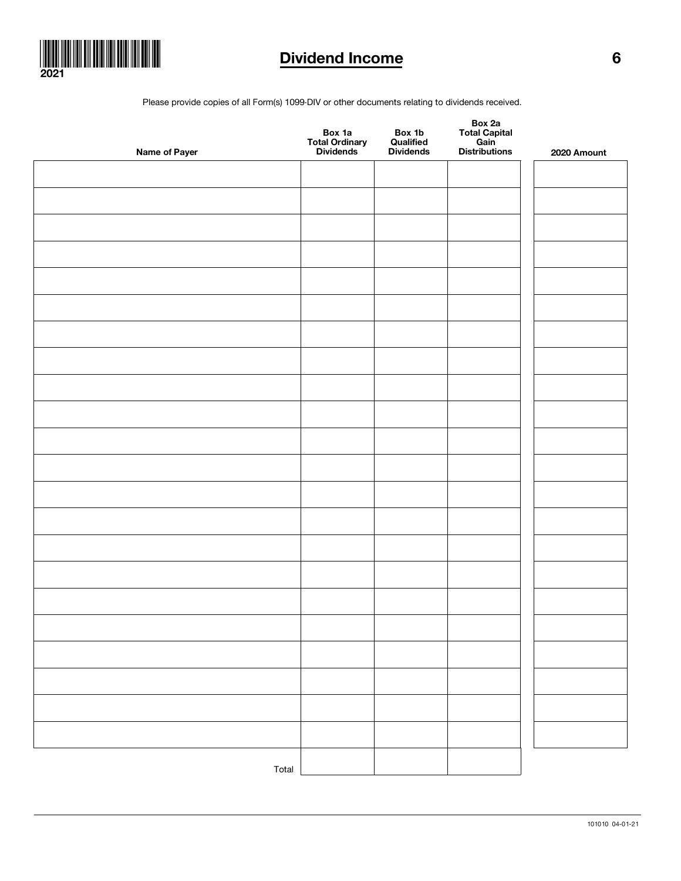2021

# Dividend Income

6

Please provide copies of all Form(s) 1099-DIV or other documents relating to dividends received.

| Name of Payer | Box 1a Total Ordinary Dividends | Box 1b Qualified Dividends | Box 2a Total Capital Gain Distributions | 2020 Amount |
|---|---|---|---|---|
| | | | | |
| | | | | |
| | | | | |
| | | | | |
| | | | | |
| | | | | |
| | | | | |
| | | | | |
| | | | | |
| | | | | |
| | | | | |
| | | | | |
| | | | | |
| | | | | |
| | | | | |
| | | | | |
| | | | | |
| | | | | |
| | | | | |
| | | | | |
| | | | | |
| | | | | |
| Total | | | | |

101010 04-01-21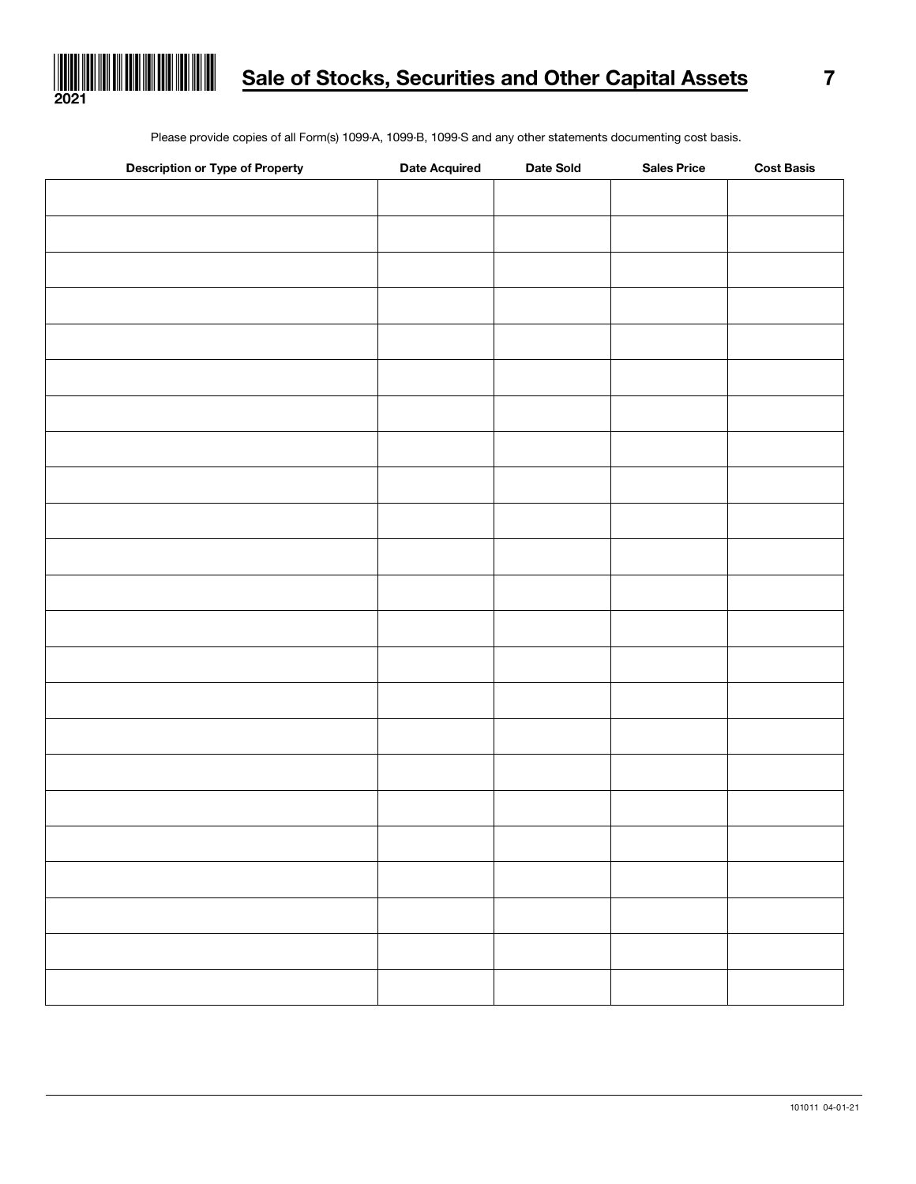2021

# Sale of Stocks, Securities and Other Capital Assets

7

Please provide copies of all Form(s) 1099-A, 1099-B, 1099-S and any other statements documenting cost basis.

| Description or Type of Property | Date Acquired | Date Sold | Sales Price | Cost Basis |
|---|---|---|---|---|
| | | | | |
| | | | | |
| | | | | |
| | | | | |
| | | | | |
| | | | | |
| | | | | |
| | | | | |
| | | | | |
| | | | | |
| | | | | |
| | | | | |
| | | | | |
| | | | | |
| | | | | |
| | | | | |
| | | | | |
| | | | | |
| | | | | |
| | | | | |
| | | | | |
| | | | | |
| | | | | |

101011 04-01-21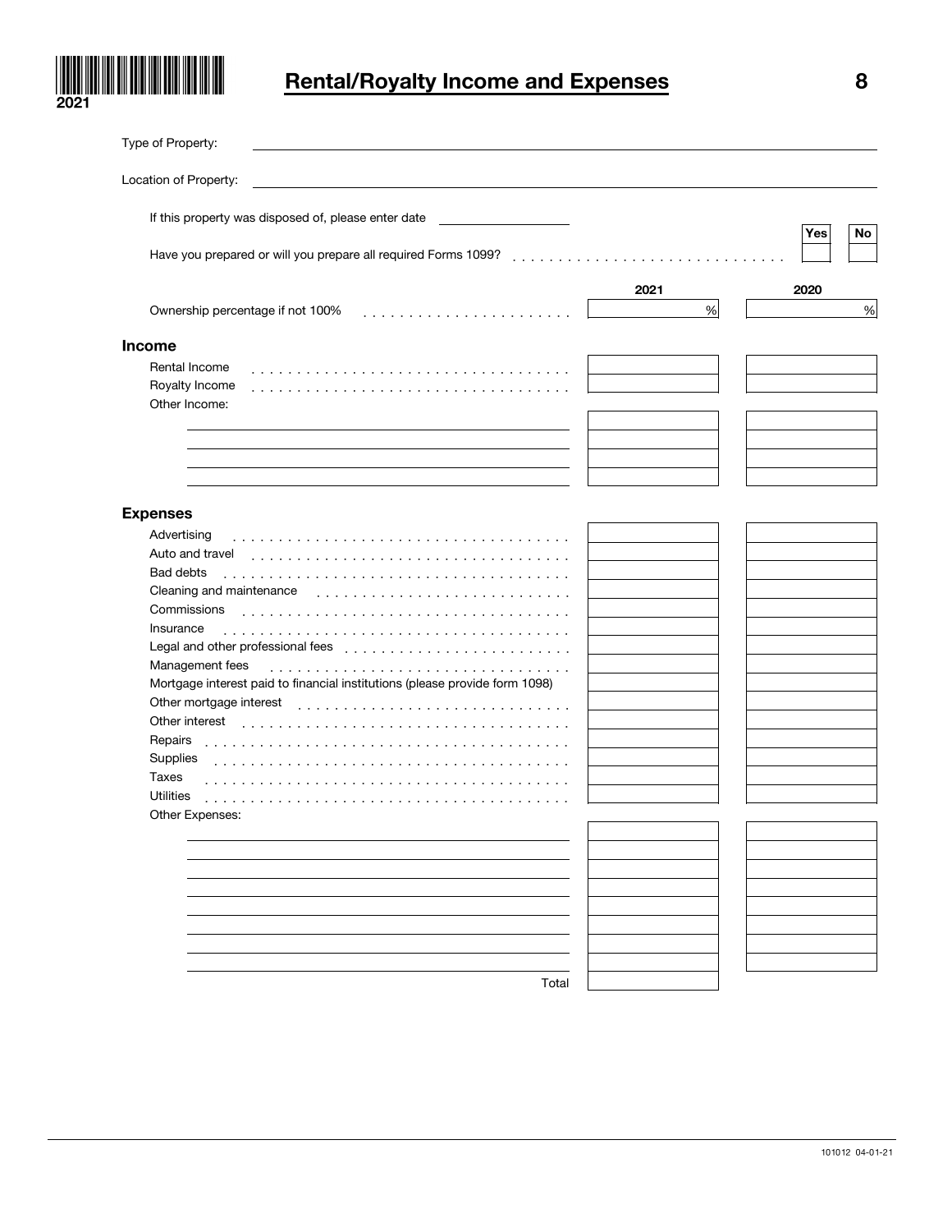2021

# Rental/Royalty Income and Expenses

8

Type of Property: ____________________

Location of Property: ____________________

If this property was disposed of, please enter date ____________

| | Yes | No |
|---|---|---|
| Have you prepared or will you prepare all required Forms 1099? | | |

| | 2021 | 2020 |
|---|---|---|
| Ownership percentage if not 100% | % | % |
| **Income** | | |
| Rental Income | | |
| Royalty Income | | |
| Other Income: | | |
| | | |
| | | |
| | | |
| | | |
| **Expenses** | | |
| Advertising | | |
| Auto and travel | | |
| Bad debts | | |
| Cleaning and maintenance | | |
| Commissions | | |
| Insurance | | |
| Legal and other professional fees | | |
| Management fees | | |
| Mortgage interest paid to financial institutions (please provide form 1098) | | |
| Other mortgage interest | | |
| Other interest | | |
| Repairs | | |
| Supplies | | |
| Taxes | | |
| Utilities | | |
| Other Expenses: | | |
| | | |
| | | |
| | | |
| | | |
| | | |
| | | |
| | | |
| | | |
| Total | | |

101012 04-01-21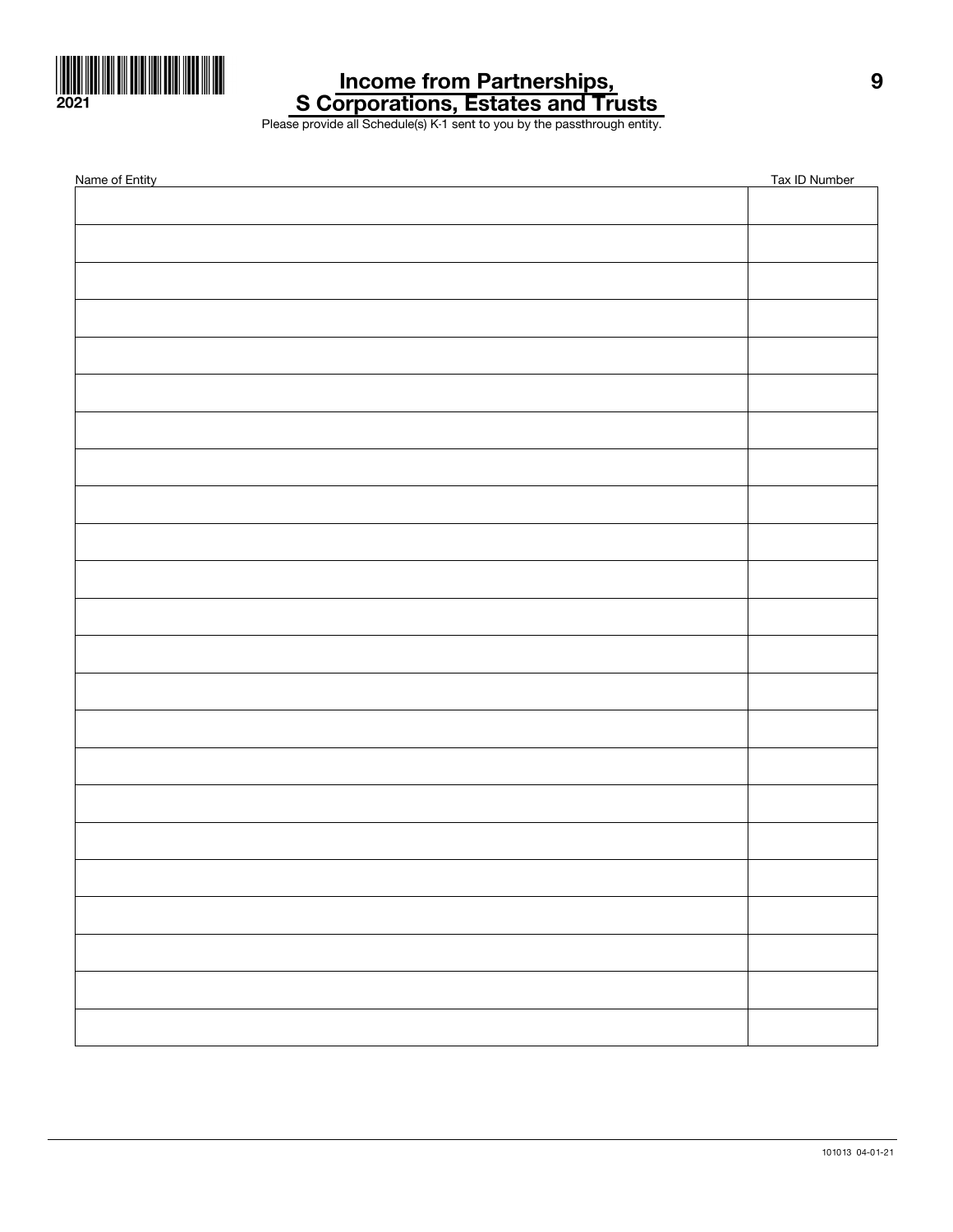2021

# Income from Partnerships, S Corporations, Estates and Trusts

Please provide all Schedule(s) K-1 sent to you by the passthrough entity.

| Name of Entity | Tax ID Number |
|---|---|
| | |
| | |
| | |
| | |
| | |
| | |
| | |
| | |
| | |
| | |
| | |
| | |
| | |
| | |
| | |
| | |
| | |
| | |
| | |
| | |
| | |
| | |
| | |

101013 04-01-21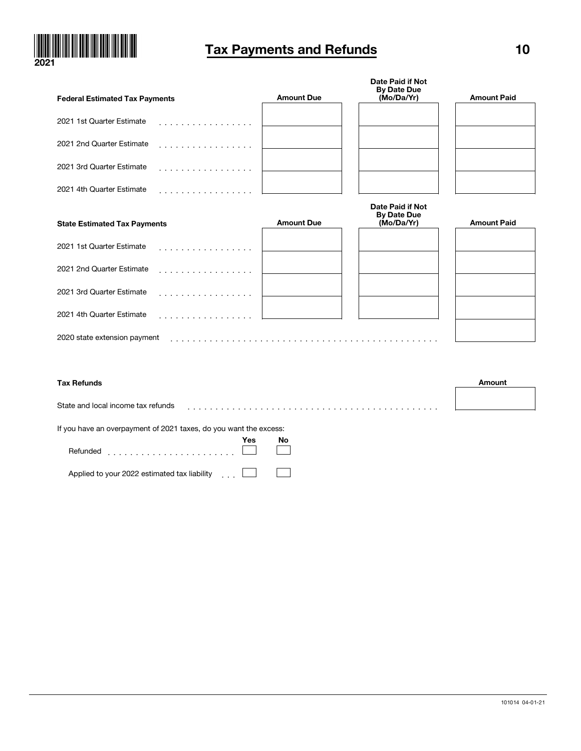2021

# Tax Payments and Refunds

## Federal Estimated Tax Payments

| Federal Estimated Tax Payments | Amount Due | Date Paid if Not By Date Due (Mo/Da/Yr) | Amount Paid |
|---|---|---|---|
| 2021 1st Quarter Estimate | | | |
| 2021 2nd Quarter Estimate | | | |
| 2021 3rd Quarter Estimate | | | |
| 2021 4th Quarter Estimate | | | |

## State Estimated Tax Payments

| State Estimated Tax Payments | Amount Due | Date Paid if Not By Date Due (Mo/Da/Yr) | Amount Paid |
|---|---|---|---|
| 2021 1st Quarter Estimate | | | |
| 2021 2nd Quarter Estimate | | | |
| 2021 3rd Quarter Estimate | | | |
| 2021 4th Quarter Estimate | | | |
| 2020 state extension payment | | | |

## Tax Refunds

| Tax Refunds | Amount |
|---|---|
| State and local income tax refunds | |

If you have an overpayment of 2021 taxes, do you want the excess:

| | Yes | No |
|---|---|---|
| Refunded | ☐ | ☐ |
| Applied to your 2022 estimated tax liability | ☐ | ☐ |

101014 04-01-21